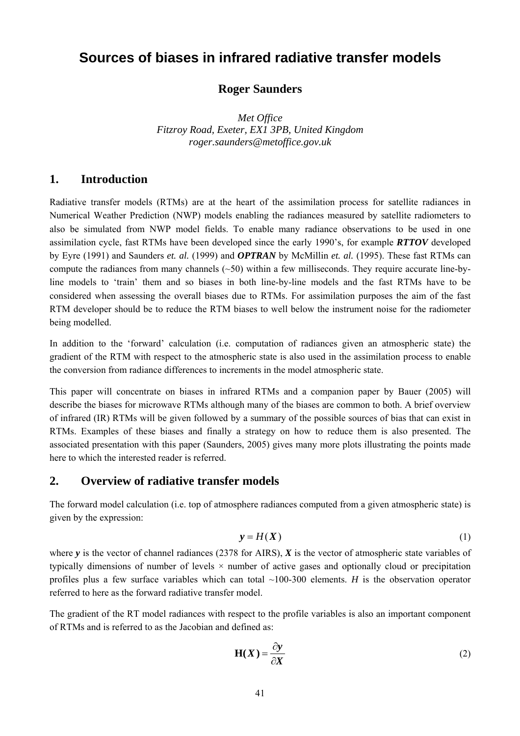# Sources of biases in infrared radiative transfer models

**Roger Saunders**

*Met Office*
*Fitzroy Road, Exeter, EX1 3PB, United Kingdom*
*roger.saunders@metoffice.gov.uk*

## 1. Introduction

Radiative transfer models (RTMs) are at the heart of the assimilation process for satellite radiances in Numerical Weather Prediction (NWP) models enabling the radiances measured by satellite radiometers to also be simulated from NWP model fields. To enable many radiance observations to be used in one assimilation cycle, fast RTMs have been developed since the early 1990's, for example ***RTTOV*** developed by Eyre (1991) and Saunders *et. al.* (1999) and ***OPTRAN*** by McMillin *et. al.* (1995). These fast RTMs can compute the radiances from many channels (~50) within a few milliseconds. They require accurate line-by-line models to 'train' them and so biases in both line-by-line models and the fast RTMs have to be considered when assessing the overall biases due to RTMs. For assimilation purposes the aim of the fast RTM developer should be to reduce the RTM biases to well below the instrument noise for the radiometer being modelled.

In addition to the 'forward' calculation (i.e. computation of radiances given an atmospheric state) the gradient of the RTM with respect to the atmospheric state is also used in the assimilation process to enable the conversion from radiance differences to increments in the model atmospheric state.

This paper will concentrate on biases in infrared RTMs and a companion paper by Bauer (2005) will describe the biases for microwave RTMs although many of the biases are common to both. A brief overview of infrared (IR) RTMs will be given followed by a summary of the possible sources of bias that can exist in RTMs. Examples of these biases and finally a strategy on how to reduce them is also presented. The associated presentation with this paper (Saunders, 2005) gives many more plots illustrating the points made here to which the interested reader is referred.

## 2. Overview of radiative transfer models

The forward model calculation (i.e. top of atmosphere radiances computed from a given atmospheric state) is given by the expression:

$$\boldsymbol{y} = H(\boldsymbol{X}) \tag{1}$$

where $\boldsymbol{y}$ is the vector of channel radiances (2378 for AIRS), $\boldsymbol{X}$ is the vector of atmospheric state variables of typically dimensions of number of levels × number of active gases and optionally cloud or precipitation profiles plus a few surface variables which can total ~100-300 elements. $H$ is the observation operator referred to here as the forward radiative transfer model.

The gradient of the RT model radiances with respect to the profile variables is also an important component of RTMs and is referred to as the Jacobian and defined as:

$$\mathbf{H}(\boldsymbol{X}) = \frac{\partial \boldsymbol{y}}{\partial \boldsymbol{X}} \tag{2}$$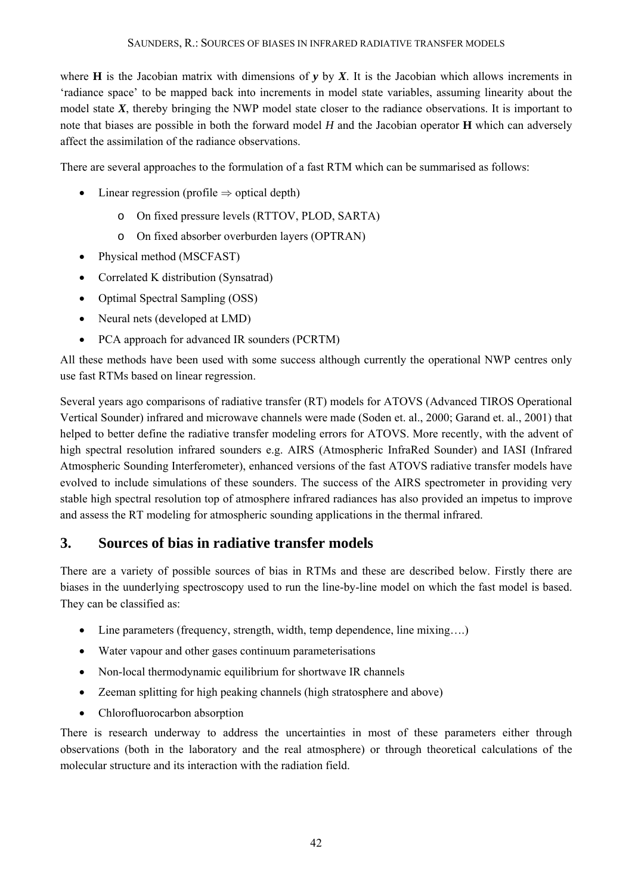where **H** is the Jacobian matrix with dimensions of $\boldsymbol{y}$ by $\boldsymbol{X}$. It is the Jacobian which allows increments in 'radiance space' to be mapped back into increments in model state variables, assuming linearity about the model state $\boldsymbol{X}$, thereby bringing the NWP model state closer to the radiance observations. It is important to note that biases are possible in both the forward model $H$ and the Jacobian operator **H** which can adversely affect the assimilation of the radiance observations.

There are several approaches to the formulation of a fast RTM which can be summarised as follows:

- Linear regression (profile $\Rightarrow$ optical depth)
  - On fixed pressure levels (RTTOV, PLOD, SARTA)
  - On fixed absorber overburden layers (OPTRAN)
- Physical method (MSCFAST)
- Correlated K distribution (Synsatrad)
- Optimal Spectral Sampling (OSS)
- Neural nets (developed at LMD)
- PCA approach for advanced IR sounders (PCRTM)

All these methods have been used with some success although currently the operational NWP centres only use fast RTMs based on linear regression.

Several years ago comparisons of radiative transfer (RT) models for ATOVS (Advanced TIROS Operational Vertical Sounder) infrared and microwave channels were made (Soden et. al., 2000; Garand et. al., 2001) that helped to better define the radiative transfer modeling errors for ATOVS. More recently, with the advent of high spectral resolution infrared sounders e.g. AIRS (Atmospheric InfraRed Sounder) and IASI (Infrared Atmospheric Sounding Interferometer), enhanced versions of the fast ATOVS radiative transfer models have evolved to include simulations of these sounders. The success of the AIRS spectrometer in providing very stable high spectral resolution top of atmosphere infrared radiances has also provided an impetus to improve and assess the RT modeling for atmospheric sounding applications in the thermal infrared.

## 3. Sources of bias in radiative transfer models

There are a variety of possible sources of bias in RTMs and these are described below. Firstly there are biases in the uunderlying spectroscopy used to run the line-by-line model on which the fast model is based. They can be classified as:

- Line parameters (frequency, strength, width, temp dependence, line mixing….)
- Water vapour and other gases continuum parameterisations
- Non-local thermodynamic equilibrium for shortwave IR channels
- Zeeman splitting for high peaking channels (high stratosphere and above)
- Chlorofluorocarbon absorption

There is research underway to address the uncertainties in most of these parameters either through observations (both in the laboratory and the real atmosphere) or through theoretical calculations of the molecular structure and its interaction with the radiation field.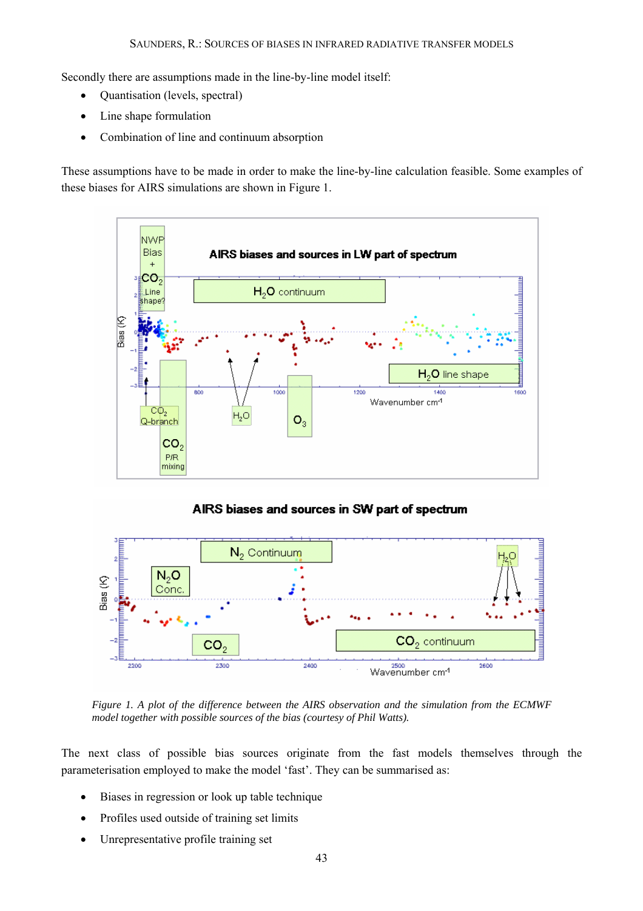Secondly there are assumptions made in the line-by-line model itself:

- Quantisation (levels, spectral)
- Line shape formulation
- Combination of line and continuum absorption

These assumptions have to be made in order to make the line-by-line calculation feasible. Some examples of these biases for AIRS simulations are shown in Figure 1.

*Figure 1. A plot of the difference between the AIRS observation and the simulation from the ECMWF model together with possible sources of the bias (courtesy of Phil Watts).*

The next class of possible bias sources originate from the fast models themselves through the parameterisation employed to make the model 'fast'. They can be summarised as:

- Biases in regression or look up table technique
- Profiles used outside of training set limits
- Unrepresentative profile training set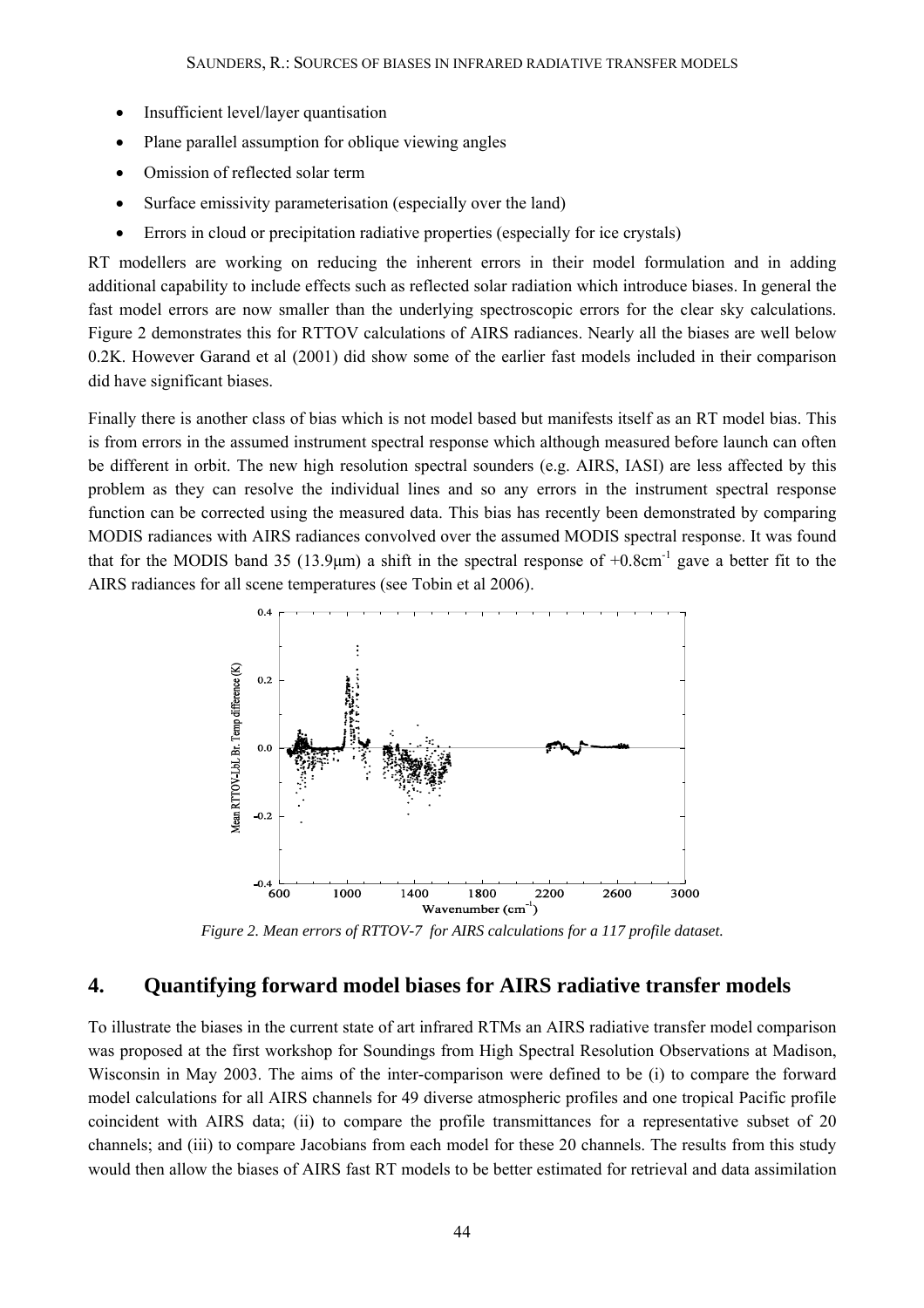- Insufficient level/layer quantisation
- Plane parallel assumption for oblique viewing angles
- Omission of reflected solar term
- Surface emissivity parameterisation (especially over the land)
- Errors in cloud or precipitation radiative properties (especially for ice crystals)

RT modellers are working on reducing the inherent errors in their model formulation and in adding additional capability to include effects such as reflected solar radiation which introduce biases. In general the fast model errors are now smaller than the underlying spectroscopic errors for the clear sky calculations. Figure 2 demonstrates this for RTTOV calculations of AIRS radiances. Nearly all the biases are well below 0.2K. However Garand et al (2001) did show some of the earlier fast models included in their comparison did have significant biases.

Finally there is another class of bias which is not model based but manifests itself as an RT model bias. This is from errors in the assumed instrument spectral response which although measured before launch can often be different in orbit. The new high resolution spectral sounders (e.g. AIRS, IASI) are less affected by this problem as they can resolve the individual lines and so any errors in the instrument spectral response function can be corrected using the measured data. This bias has recently been demonstrated by comparing MODIS radiances with AIRS radiances convolved over the assumed MODIS spectral response. It was found that for the MODIS band 35 (13.9μm) a shift in the spectral response of +0.8cm$^{-1}$ gave a better fit to the AIRS radiances for all scene temperatures (see Tobin et al 2006).

*Figure 2. Mean errors of RTTOV-7 for AIRS calculations for a 117 profile dataset.*

## 4. Quantifying forward model biases for AIRS radiative transfer models

To illustrate the biases in the current state of art infrared RTMs an AIRS radiative transfer model comparison was proposed at the first workshop for Soundings from High Spectral Resolution Observations at Madison, Wisconsin in May 2003. The aims of the inter-comparison were defined to be (i) to compare the forward model calculations for all AIRS channels for 49 diverse atmospheric profiles and one tropical Pacific profile coincident with AIRS data; (ii) to compare the profile transmittances for a representative subset of 20 channels; and (iii) to compare Jacobians from each model for these 20 channels. The results from this study would then allow the biases of AIRS fast RT models to be better estimated for retrieval and data assimilation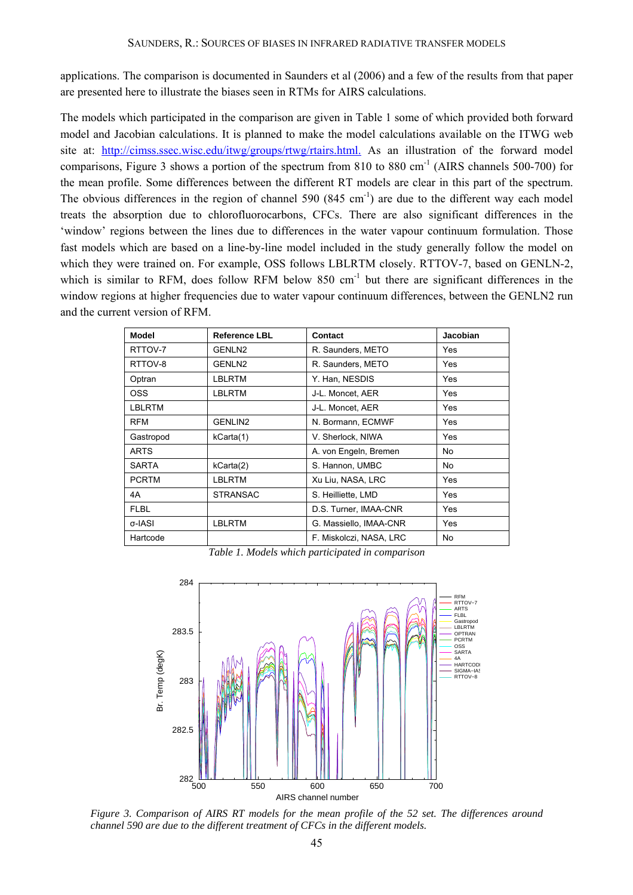applications. The comparison is documented in Saunders et al (2006) and a few of the results from that paper are presented here to illustrate the biases seen in RTMs for AIRS calculations.

The models which participated in the comparison are given in Table 1 some of which provided both forward model and Jacobian calculations. It is planned to make the model calculations available on the ITWG web site at: http://cimss.ssec.wisc.edu/itwg/groups/rtwg/rtairs.html. As an illustration of the forward model comparisons, Figure 3 shows a portion of the spectrum from 810 to 880 cm$^{-1}$ (AIRS channels 500-700) for the mean profile. Some differences between the different RT models are clear in this part of the spectrum. The obvious differences in the region of channel 590 (845 cm$^{-1}$) are due to the different way each model treats the absorption due to chlorofluorocarbons, CFCs. There are also significant differences in the 'window' regions between the lines due to differences in the water vapour continuum formulation. Those fast models which are based on a line-by-line model included in the study generally follow the model on which they were trained on. For example, OSS follows LBLRTM closely. RTTOV-7, based on GENLN-2, which is similar to RFM, does follow RFM below 850 cm$^{-1}$ but there are significant differences in the window regions at higher frequencies due to water vapour continuum differences, between the GENLN2 run and the current version of RFM.

| Model | Reference LBL | Contact | Jacobian |
|---|---|---|---|
| RTTOV-7 | GENLN2 | R. Saunders, METO | Yes |
| RTTOV-8 | GENLN2 | R. Saunders, METO | Yes |
| Optran | LBLRTM | Y. Han, NESDIS | Yes |
| OSS | LBLRTM | J-L. Moncet, AER | Yes |
| LBLRTM | | J-L. Moncet, AER | Yes |
| RFM | GENLIN2 | N. Bormann, ECMWF | Yes |
| Gastropod | kCarta(1) | V. Sherlock, NIWA | Yes |
| ARTS | | A. von Engeln, Bremen | No |
| SARTA | kCarta(2) | S. Hannon, UMBC | No |
| PCRTM | LBLRTM | Xu Liu, NASA, LRC | Yes |
| 4A | STRANSAC | S. Heilliette, LMD | Yes |
| FLBL | | D.S. Turner, IMAA-CNR | Yes |
| σ-IASI | LBLRTM | G. Massiello, IMAA-CNR | Yes |
| Hartcode | | F. Miskolczi, NASA, LRC | No |

*Table 1. Models which participated in comparison*

*Figure 3. Comparison of AIRS RT models for the mean profile of the 52 set. The differences around channel 590 are due to the different treatment of CFCs in the different models.*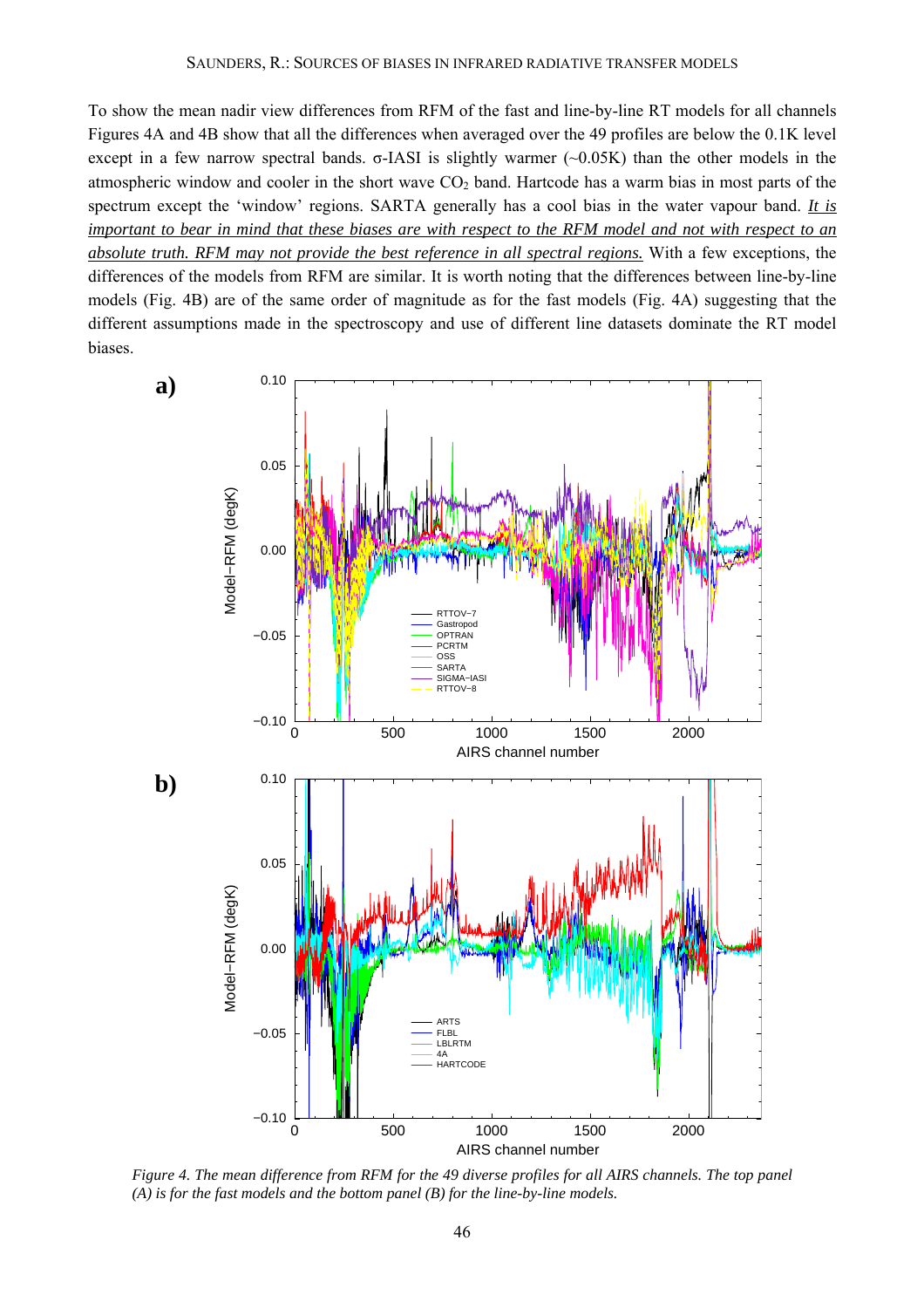To show the mean nadir view differences from RFM of the fast and line-by-line RT models for all channels Figures 4A and 4B show that all the differences when averaged over the 49 profiles are below the 0.1K level except in a few narrow spectral bands. σ-IASI is slightly warmer (~0.05K) than the other models in the atmospheric window and cooler in the short wave $CO_2$ band. Hartcode has a warm bias in most parts of the spectrum except the 'window' regions. SARTA generally has a cool bias in the water vapour band. *It is important to bear in mind that these biases are with respect to the RFM model and not with respect to an absolute truth. RFM may not provide the best reference in all spectral regions.* With a few exceptions, the differences of the models from RFM are similar. It is worth noting that the differences between line-by-line models (Fig. 4B) are of the same order of magnitude as for the fast models (Fig. 4A) suggesting that the different assumptions made in the spectroscopy and use of different line datasets dominate the RT model biases.

*Figure 4. The mean difference from RFM for the 49 diverse profiles for all AIRS channels. The top panel (A) is for the fast models and the bottom panel (B) for the line-by-line models.*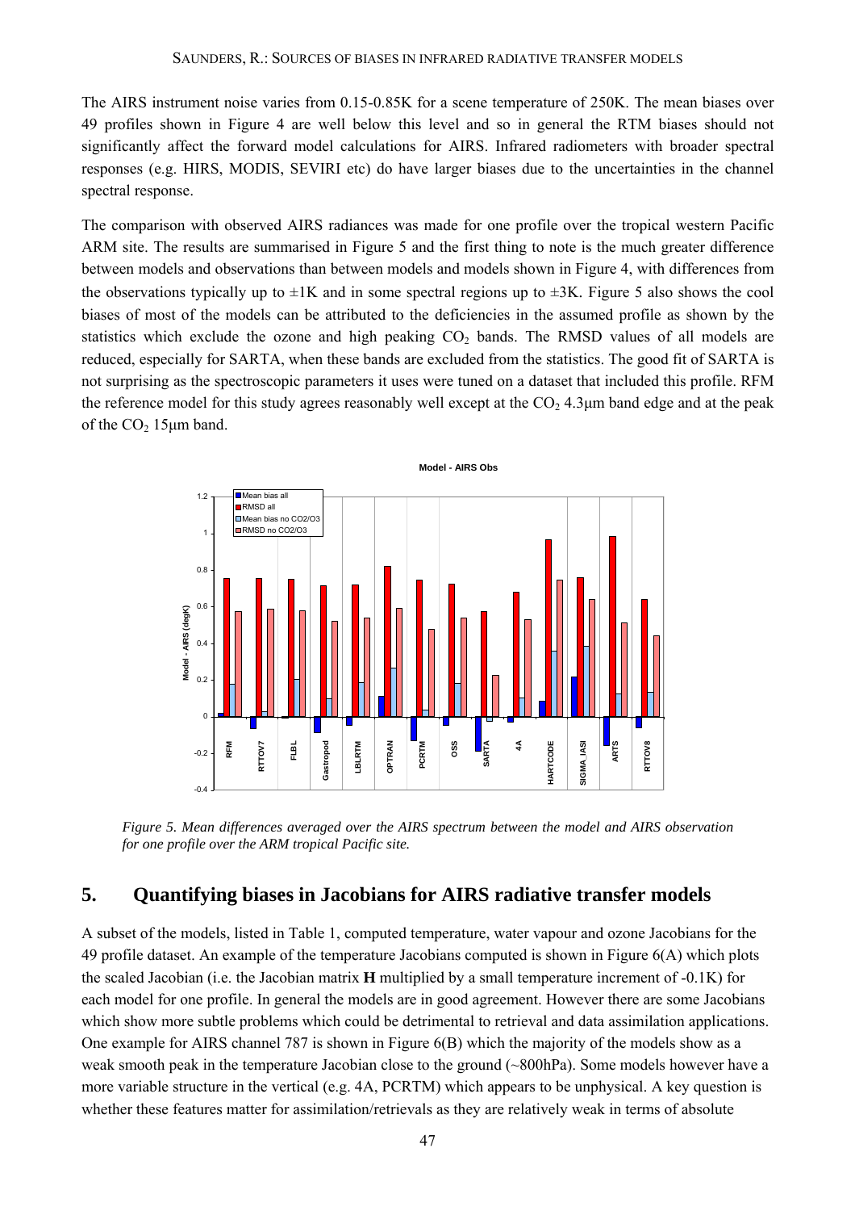The AIRS instrument noise varies from 0.15-0.85K for a scene temperature of 250K. The mean biases over 49 profiles shown in Figure 4 are well below this level and so in general the RTM biases should not significantly affect the forward model calculations for AIRS. Infrared radiometers with broader spectral responses (e.g. HIRS, MODIS, SEVIRI etc) do have larger biases due to the uncertainties in the channel spectral response.

The comparison with observed AIRS radiances was made for one profile over the tropical western Pacific ARM site. The results are summarised in Figure 5 and the first thing to note is the much greater difference between models and observations than between models and models shown in Figure 4, with differences from the observations typically up to ±1K and in some spectral regions up to ±3K. Figure 5 also shows the cool biases of most of the models can be attributed to the deficiencies in the assumed profile as shown by the statistics which exclude the ozone and high peaking $CO_2$ bands. The RMSD values of all models are reduced, especially for SARTA, when these bands are excluded from the statistics. The good fit of SARTA is not surprising as the spectroscopic parameters it uses were tuned on a dataset that included this profile. RFM the reference model for this study agrees reasonably well except at the $CO_2$ 4.3μm band edge and at the peak of the $CO_2$ 15μm band.

*Figure 5. Mean differences averaged over the AIRS spectrum between the model and AIRS observation for one profile over the ARM tropical Pacific site.*

## 5. Quantifying biases in Jacobians for AIRS radiative transfer models

A subset of the models, listed in Table 1, computed temperature, water vapour and ozone Jacobians for the 49 profile dataset. An example of the temperature Jacobians computed is shown in Figure 6(A) which plots the scaled Jacobian (i.e. the Jacobian matrix **H** multiplied by a small temperature increment of -0.1K) for each model for one profile. In general the models are in good agreement. However there are some Jacobians which show more subtle problems which could be detrimental to retrieval and data assimilation applications. One example for AIRS channel 787 is shown in Figure 6(B) which the majority of the models show as a weak smooth peak in the temperature Jacobian close to the ground (~800hPa). Some models however have a more variable structure in the vertical (e.g. 4A, PCRTM) which appears to be unphysical. A key question is whether these features matter for assimilation/retrievals as they are relatively weak in terms of absolute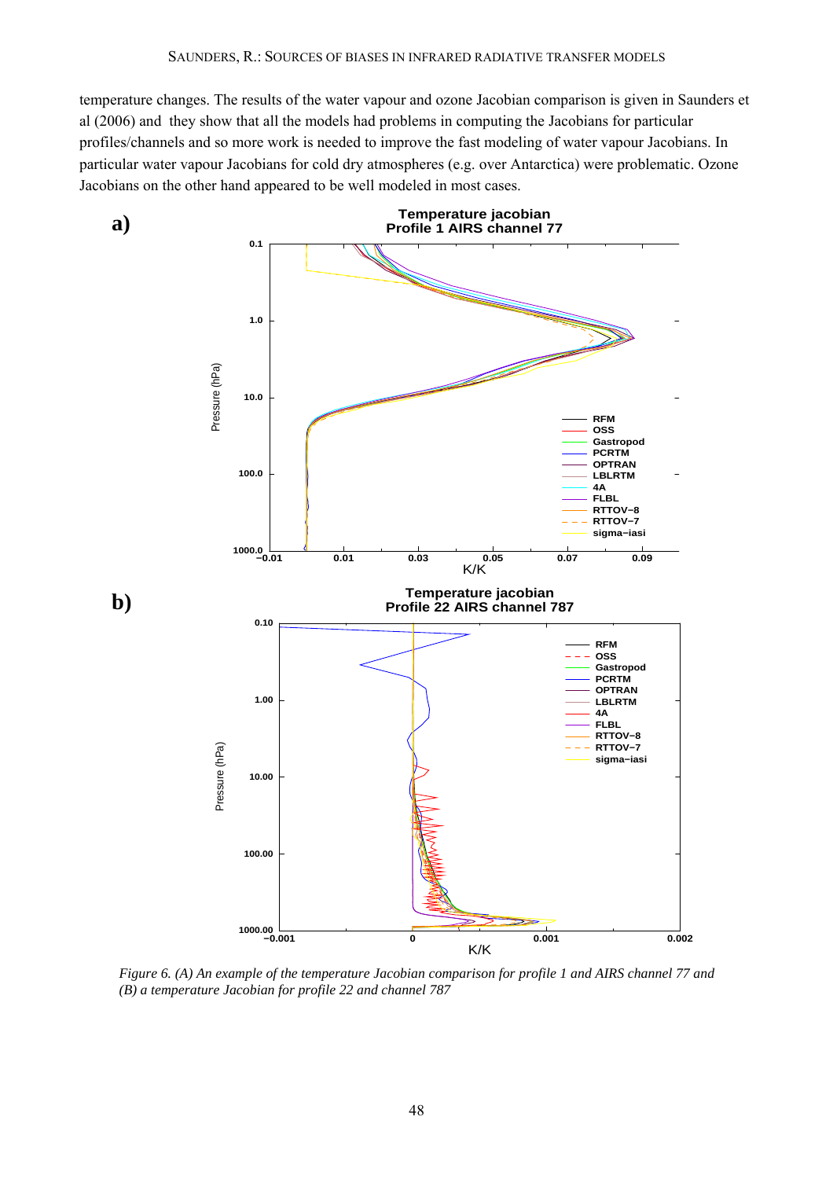temperature changes. The results of the water vapour and ozone Jacobian comparison is given in Saunders et al (2006) and they show that all the models had problems in computing the Jacobians for particular profiles/channels and so more work is needed to improve the fast modeling of water vapour Jacobians. In particular water vapour Jacobians for cold dry atmospheres (e.g. over Antarctica) were problematic. Ozone Jacobians on the other hand appeared to be well modeled in most cases.

*Figure 6. (A) An example of the temperature Jacobian comparison for profile 1 and AIRS channel 77 and (B) a temperature Jacobian for profile 22 and channel 787*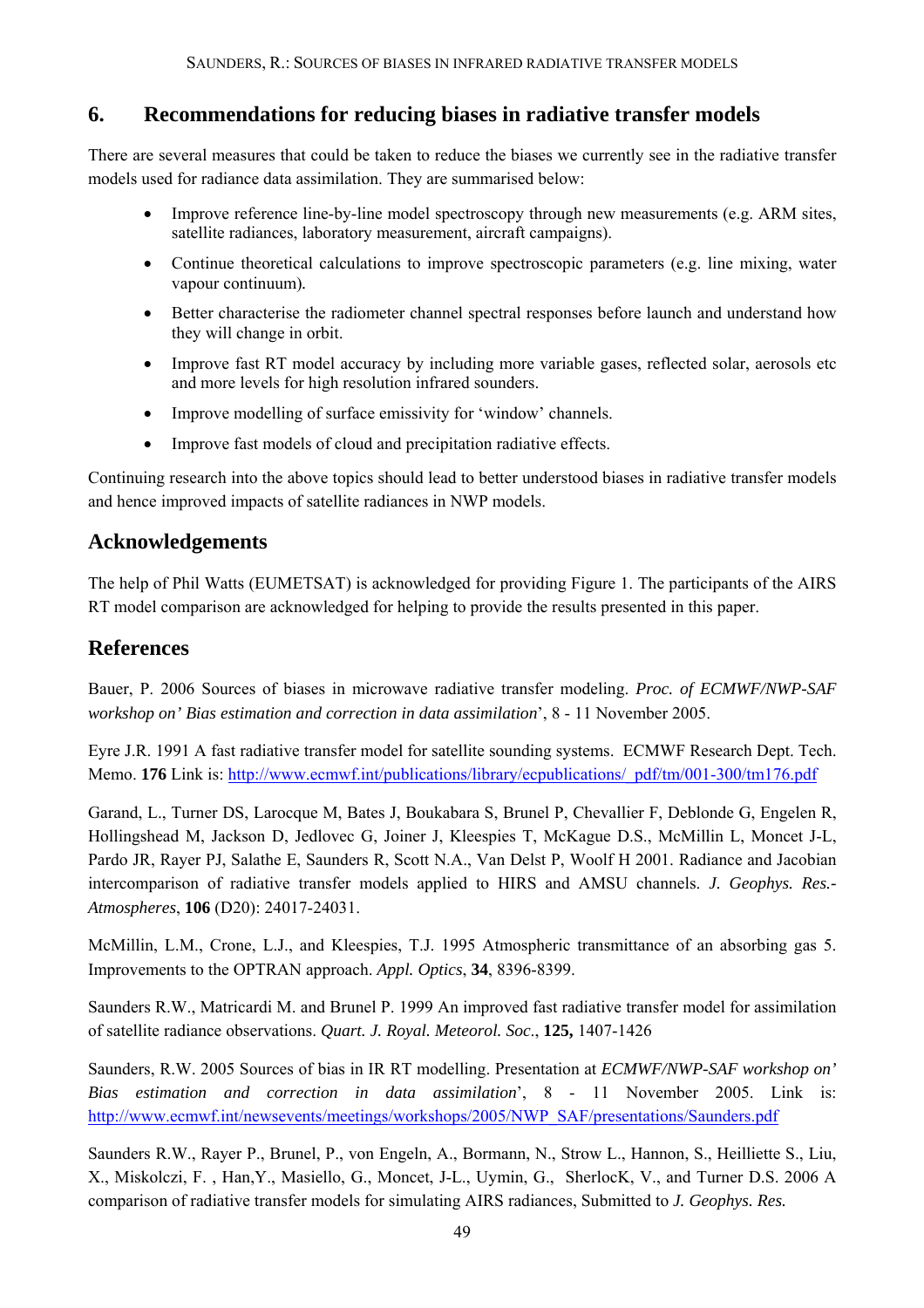## 6. Recommendations for reducing biases in radiative transfer models

There are several measures that could be taken to reduce the biases we currently see in the radiative transfer models used for radiance data assimilation. They are summarised below:

- Improve reference line-by-line model spectroscopy through new measurements (e.g. ARM sites, satellite radiances, laboratory measurement, aircraft campaigns).
- Continue theoretical calculations to improve spectroscopic parameters (e.g. line mixing, water vapour continuum).
- Better characterise the radiometer channel spectral responses before launch and understand how they will change in orbit.
- Improve fast RT model accuracy by including more variable gases, reflected solar, aerosols etc and more levels for high resolution infrared sounders.
- Improve modelling of surface emissivity for 'window' channels.
- Improve fast models of cloud and precipitation radiative effects.

Continuing research into the above topics should lead to better understood biases in radiative transfer models and hence improved impacts of satellite radiances in NWP models.

## Acknowledgements

The help of Phil Watts (EUMETSAT) is acknowledged for providing Figure 1. The participants of the AIRS RT model comparison are acknowledged for helping to provide the results presented in this paper.

## References

Bauer, P. 2006 Sources of biases in microwave radiative transfer modeling. *Proc. of ECMWF/NWP-SAF workshop on' Bias estimation and correction in data assimilation*', 8 - 11 November 2005.

Eyre J.R. 1991 A fast radiative transfer model for satellite sounding systems. ECMWF Research Dept. Tech. Memo. **176** Link is: http://www.ecmwf.int/publications/library/ecpublications/_pdf/tm/001-300/tm176.pdf

Garand, L., Turner DS, Larocque M, Bates J, Boukabara S, Brunel P, Chevallier F, Deblonde G, Engelen R, Hollingshead M, Jackson D, Jedlovec G, Joiner J, Kleespies T, McKague D.S., McMillin L, Moncet J-L, Pardo JR, Rayer PJ, Salathe E, Saunders R, Scott N.A., Van Delst P, Woolf H 2001. Radiance and Jacobian intercomparison of radiative transfer models applied to HIRS and AMSU channels. *J. Geophys. Res.-Atmospheres*, **106** (D20): 24017-24031.

McMillin, L.M., Crone, L.J., and Kleespies, T.J. 1995 Atmospheric transmittance of an absorbing gas 5. Improvements to the OPTRAN approach. *Appl. Optics*, **34**, 8396-8399.

Saunders R.W., Matricardi M. and Brunel P. 1999 An improved fast radiative transfer model for assimilation of satellite radiance observations. *Quart. J. Royal. Meteorol. Soc*., **125,** 1407-1426

Saunders, R.W. 2005 Sources of bias in IR RT modelling. Presentation at *ECMWF/NWP-SAF workshop on' Bias estimation and correction in data assimilation*', 8 - 11 November 2005. Link is: http://www.ecmwf.int/newsevents/meetings/workshops/2005/NWP_SAF/presentations/Saunders.pdf

Saunders R.W., Rayer P., Brunel, P., von Engeln, A., Bormann, N., Strow L., Hannon, S., Heilliette S., Liu, X., Miskolczi, F. , Han,Y., Masiello, G., Moncet, J-L., Uymin, G., SherlocK, V., and Turner D.S. 2006 A comparison of radiative transfer models for simulating AIRS radiances, Submitted to *J. Geophys. Res.*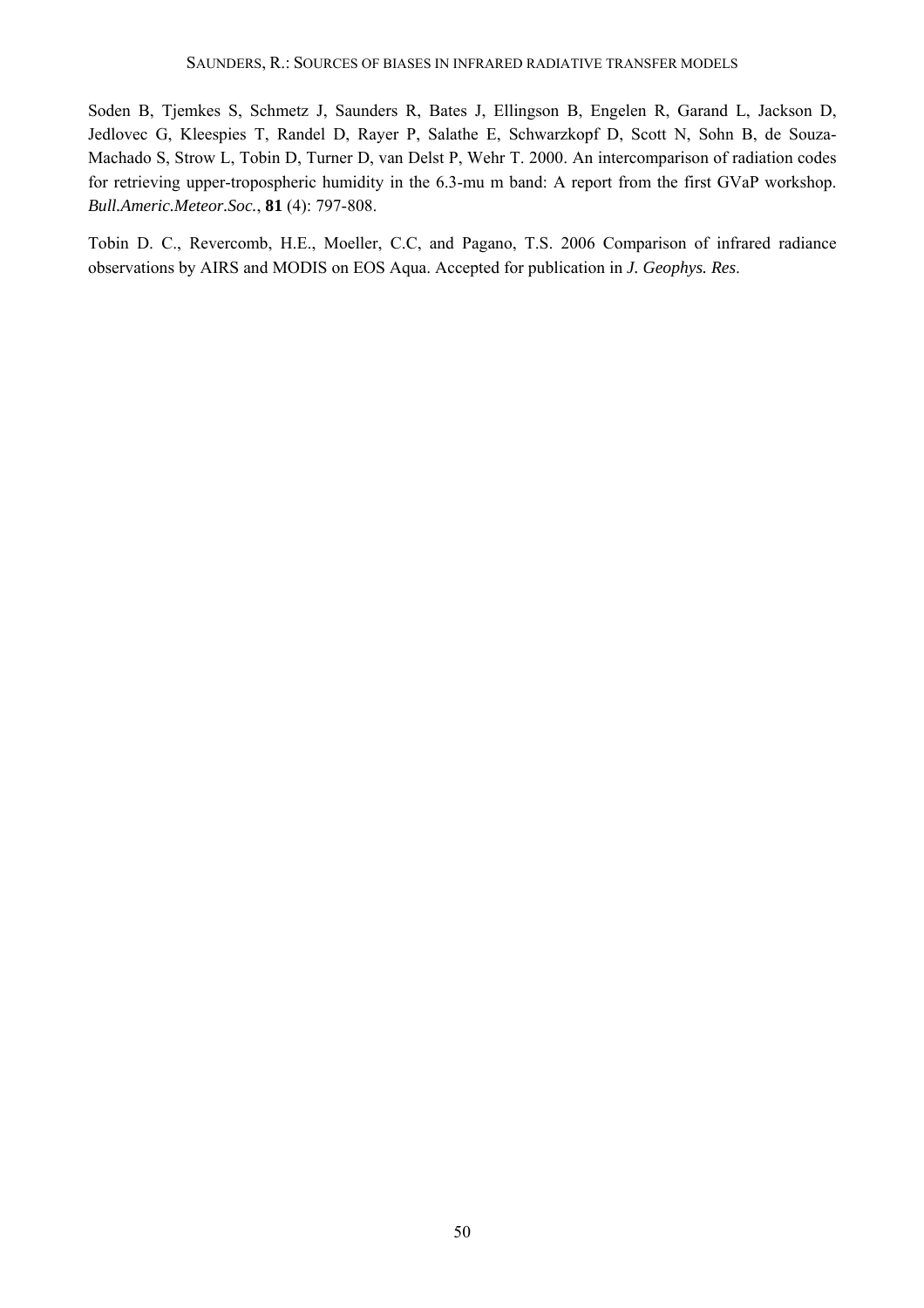Soden B, Tjemkes S, Schmetz J, Saunders R, Bates J, Ellingson B, Engelen R, Garand L, Jackson D, Jedlovec G, Kleespies T, Randel D, Rayer P, Salathe E, Schwarzkopf D, Scott N, Sohn B, de Souza-Machado S, Strow L, Tobin D, Turner D, van Delst P, Wehr T. 2000. An intercomparison of radiation codes for retrieving upper-tropospheric humidity in the 6.3-mu m band: A report from the first GVaP workshop. *Bull.Americ.Meteor.Soc.*, **81** (4): 797-808.

Tobin D. C., Revercomb, H.E., Moeller, C.C, and Pagano, T.S. 2006 Comparison of infrared radiance observations by AIRS and MODIS on EOS Aqua. Accepted for publication in *J. Geophys. Res*.